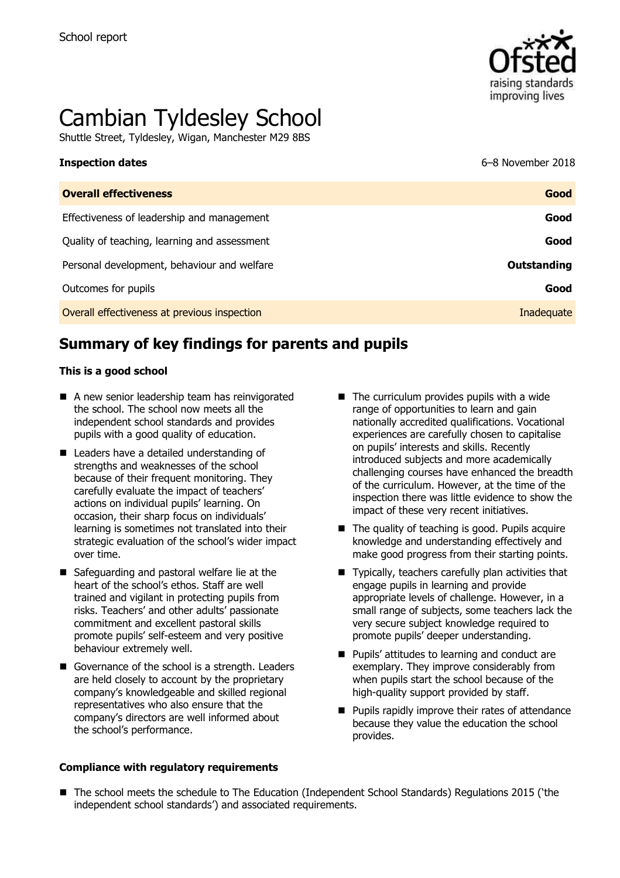School report

# Cambian Tyldesley School

Shuttle Street, Tyldesley, Wigan, Manchester M29 8BS

| **Inspection dates** | 6–8 November 2018 |
| --- | --- |
| **Overall effectiveness** | **Good** |
| Effectiveness of leadership and management | **Good** |
| Quality of teaching, learning and assessment | **Good** |
| Personal development, behaviour and welfare | **Outstanding** |
| Outcomes for pupils | **Good** |
| Overall effectiveness at previous inspection | Inadequate |

## Summary of key findings for parents and pupils

**This is a good school**

- A new senior leadership team has reinvigorated the school. The school now meets all the independent school standards and provides pupils with a good quality of education.
- Leaders have a detailed understanding of strengths and weaknesses of the school because of their frequent monitoring. They carefully evaluate the impact of teachers' actions on individual pupils' learning. On occasion, their sharp focus on individuals' learning is sometimes not translated into their strategic evaluation of the school's wider impact over time.
- Safeguarding and pastoral welfare lie at the heart of the school's ethos. Staff are well trained and vigilant in protecting pupils from risks. Teachers' and other adults' passionate commitment and excellent pastoral skills promote pupils' self-esteem and very positive behaviour extremely well.
- Governance of the school is a strength. Leaders are held closely to account by the proprietary company's knowledgeable and skilled regional representatives who also ensure that the company's directors are well informed about the school's performance.
- The curriculum provides pupils with a wide range of opportunities to learn and gain nationally accredited qualifications. Vocational experiences are carefully chosen to capitalise on pupils' interests and skills. Recently introduced subjects and more academically challenging courses have enhanced the breadth of the curriculum. However, at the time of the inspection there was little evidence to show the impact of these very recent initiatives.
- The quality of teaching is good. Pupils acquire knowledge and understanding effectively and make good progress from their starting points.
- Typically, teachers carefully plan activities that engage pupils in learning and provide appropriate levels of challenge. However, in a small range of subjects, some teachers lack the very secure subject knowledge required to promote pupils' deeper understanding.
- Pupils' attitudes to learning and conduct are exemplary. They improve considerably from when pupils start the school because of the high-quality support provided by staff.
- Pupils rapidly improve their rates of attendance because they value the education the school provides.

**Compliance with regulatory requirements**

- The school meets the schedule to The Education (Independent School Standards) Regulations 2015 ('the independent school standards') and associated requirements.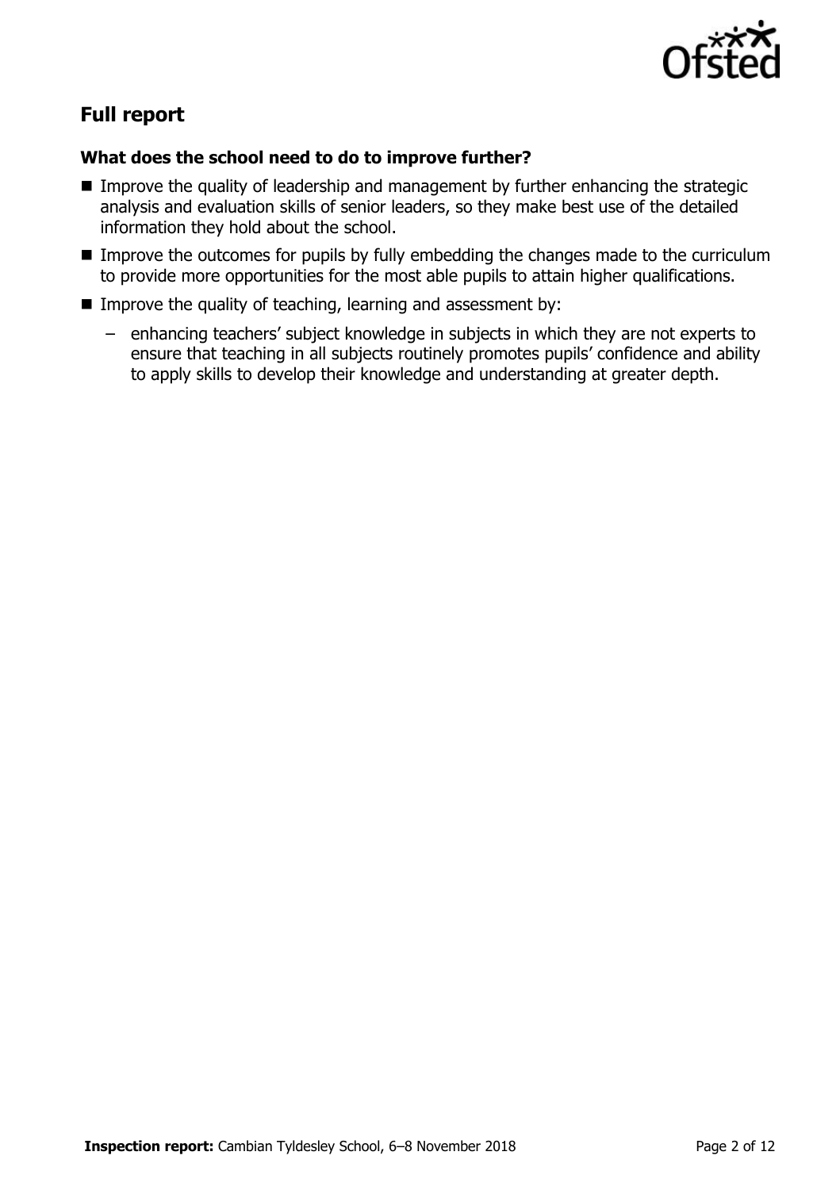## Full report

### What does the school need to do to improve further?

- Improve the quality of leadership and management by further enhancing the strategic analysis and evaluation skills of senior leaders, so they make best use of the detailed information they hold about the school.
- Improve the outcomes for pupils by fully embedding the changes made to the curriculum to provide more opportunities for the most able pupils to attain higher qualifications.
- Improve the quality of teaching, learning and assessment by:
  - enhancing teachers' subject knowledge in subjects in which they are not experts to ensure that teaching in all subjects routinely promotes pupils' confidence and ability to apply skills to develop their knowledge and understanding at greater depth.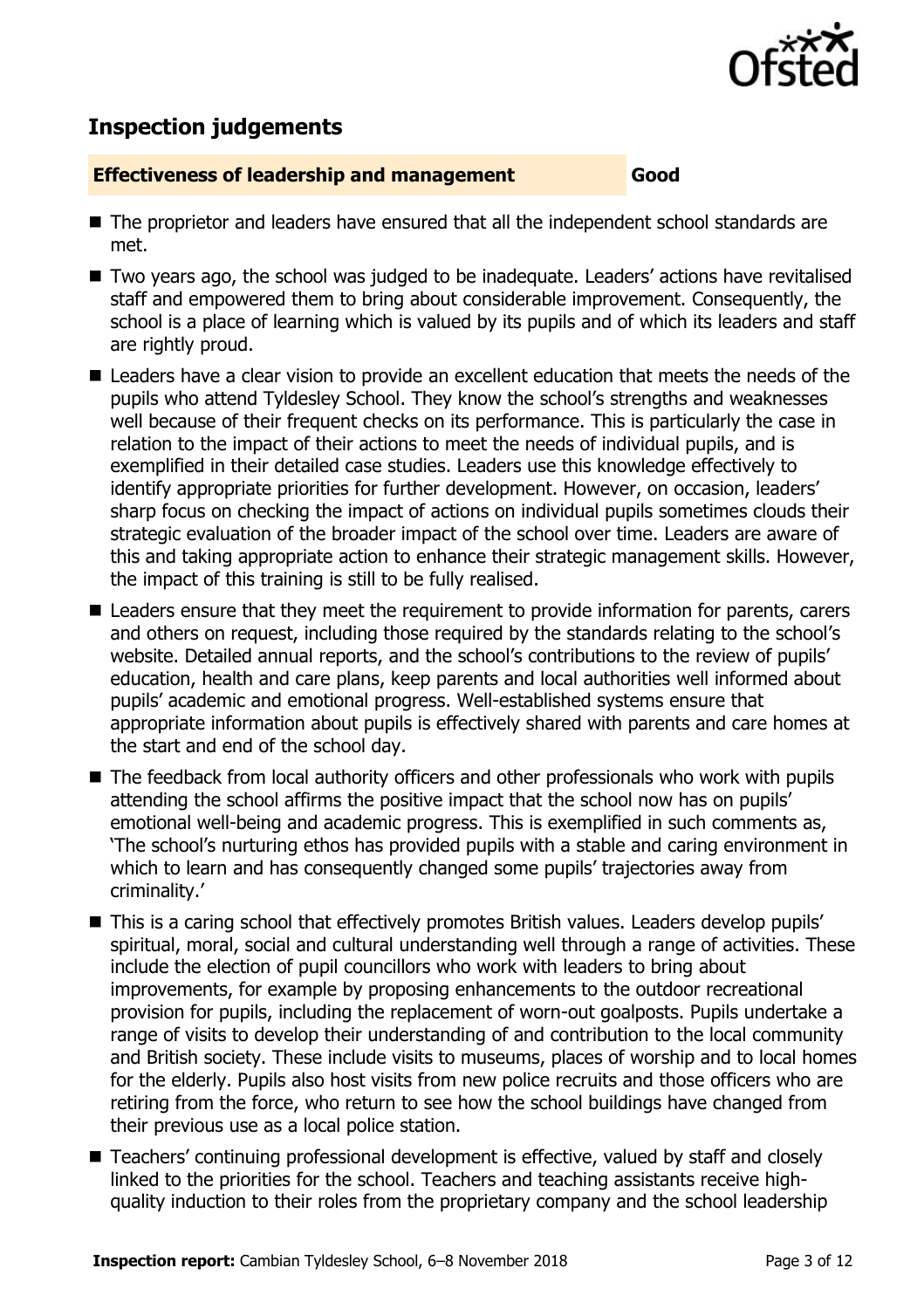## Inspection judgements

| **Effectiveness of leadership and management** | **Good** |
| --- | --- |

- The proprietor and leaders have ensured that all the independent school standards are met.
- Two years ago, the school was judged to be inadequate. Leaders' actions have revitalised staff and empowered them to bring about considerable improvement. Consequently, the school is a place of learning which is valued by its pupils and of which its leaders and staff are rightly proud.
- Leaders have a clear vision to provide an excellent education that meets the needs of the pupils who attend Tyldesley School. They know the school's strengths and weaknesses well because of their frequent checks on its performance. This is particularly the case in relation to the impact of their actions to meet the needs of individual pupils, and is exemplified in their detailed case studies. Leaders use this knowledge effectively to identify appropriate priorities for further development. However, on occasion, leaders' sharp focus on checking the impact of actions on individual pupils sometimes clouds their strategic evaluation of the broader impact of the school over time. Leaders are aware of this and taking appropriate action to enhance their strategic management skills. However, the impact of this training is still to be fully realised.
- Leaders ensure that they meet the requirement to provide information for parents, carers and others on request, including those required by the standards relating to the school's website. Detailed annual reports, and the school's contributions to the review of pupils' education, health and care plans, keep parents and local authorities well informed about pupils' academic and emotional progress. Well-established systems ensure that appropriate information about pupils is effectively shared with parents and care homes at the start and end of the school day.
- The feedback from local authority officers and other professionals who work with pupils attending the school affirms the positive impact that the school now has on pupils' emotional well-being and academic progress. This is exemplified in such comments as, 'The school's nurturing ethos has provided pupils with a stable and caring environment in which to learn and has consequently changed some pupils' trajectories away from criminality.'
- This is a caring school that effectively promotes British values. Leaders develop pupils' spiritual, moral, social and cultural understanding well through a range of activities. These include the election of pupil councillors who work with leaders to bring about improvements, for example by proposing enhancements to the outdoor recreational provision for pupils, including the replacement of worn-out goalposts. Pupils undertake a range of visits to develop their understanding of and contribution to the local community and British society. These include visits to museums, places of worship and to local homes for the elderly. Pupils also host visits from new police recruits and those officers who are retiring from the force, who return to see how the school buildings have changed from their previous use as a local police station.
- Teachers' continuing professional development is effective, valued by staff and closely linked to the priorities for the school. Teachers and teaching assistants receive high-quality induction to their roles from the proprietary company and the school leadership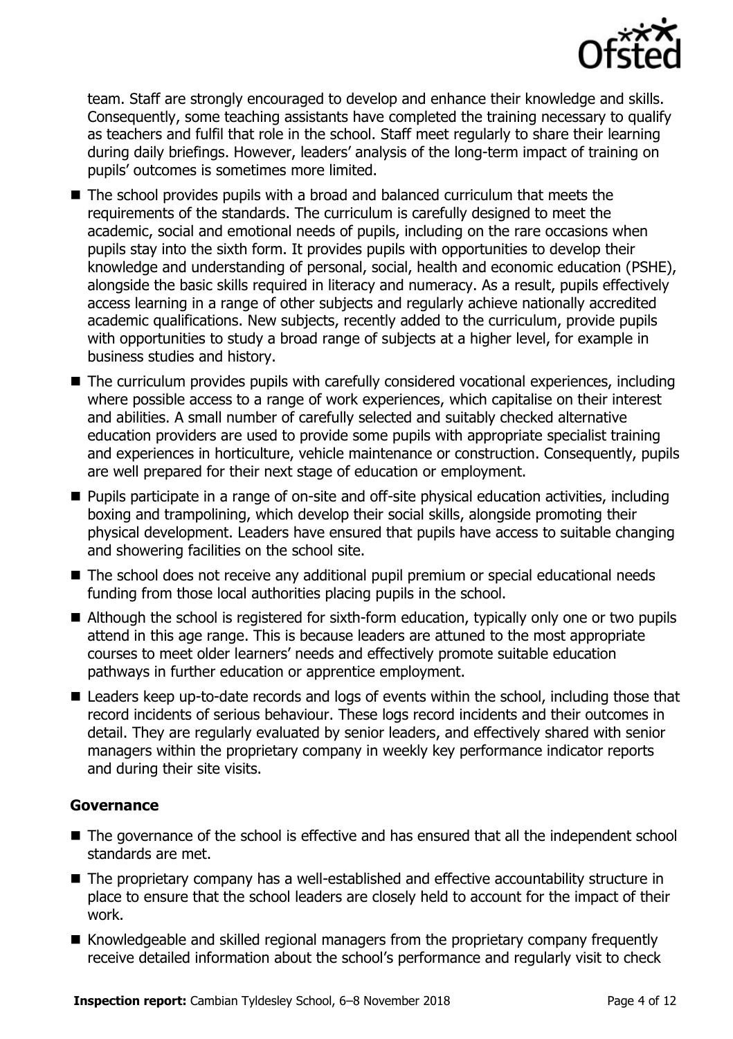team. Staff are strongly encouraged to develop and enhance their knowledge and skills. Consequently, some teaching assistants have completed the training necessary to qualify as teachers and fulfil that role in the school. Staff meet regularly to share their learning during daily briefings. However, leaders' analysis of the long-term impact of training on pupils' outcomes is sometimes more limited.

- The school provides pupils with a broad and balanced curriculum that meets the requirements of the standards. The curriculum is carefully designed to meet the academic, social and emotional needs of pupils, including on the rare occasions when pupils stay into the sixth form. It provides pupils with opportunities to develop their knowledge and understanding of personal, social, health and economic education (PSHE), alongside the basic skills required in literacy and numeracy. As a result, pupils effectively access learning in a range of other subjects and regularly achieve nationally accredited academic qualifications. New subjects, recently added to the curriculum, provide pupils with opportunities to study a broad range of subjects at a higher level, for example in business studies and history.
- The curriculum provides pupils with carefully considered vocational experiences, including where possible access to a range of work experiences, which capitalise on their interest and abilities. A small number of carefully selected and suitably checked alternative education providers are used to provide some pupils with appropriate specialist training and experiences in horticulture, vehicle maintenance or construction. Consequently, pupils are well prepared for their next stage of education or employment.
- Pupils participate in a range of on-site and off-site physical education activities, including boxing and trampolining, which develop their social skills, alongside promoting their physical development. Leaders have ensured that pupils have access to suitable changing and showering facilities on the school site.
- The school does not receive any additional pupil premium or special educational needs funding from those local authorities placing pupils in the school.
- Although the school is registered for sixth-form education, typically only one or two pupils attend in this age range. This is because leaders are attuned to the most appropriate courses to meet older learners' needs and effectively promote suitable education pathways in further education or apprentice employment.
- Leaders keep up-to-date records and logs of events within the school, including those that record incidents of serious behaviour. These logs record incidents and their outcomes in detail. They are regularly evaluated by senior leaders, and effectively shared with senior managers within the proprietary company in weekly key performance indicator reports and during their site visits.

### Governance

- The governance of the school is effective and has ensured that all the independent school standards are met.
- The proprietary company has a well-established and effective accountability structure in place to ensure that the school leaders are closely held to account for the impact of their work.
- Knowledgeable and skilled regional managers from the proprietary company frequently receive detailed information about the school's performance and regularly visit to check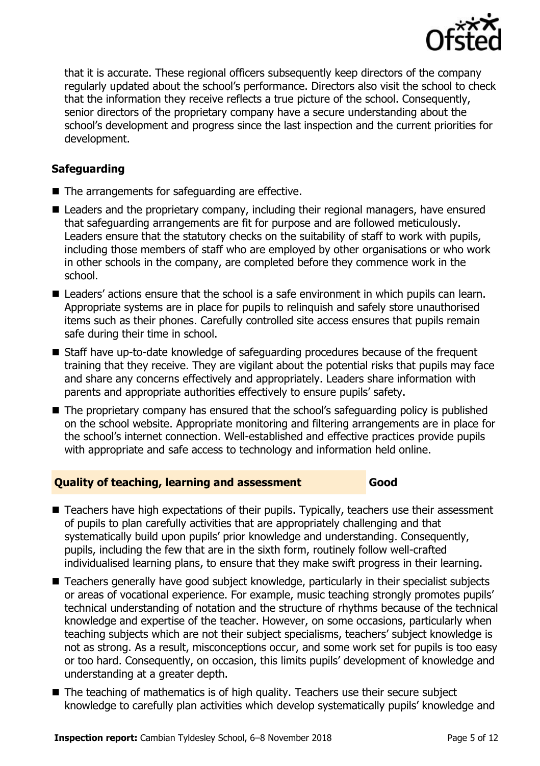that it is accurate. These regional officers subsequently keep directors of the company regularly updated about the school's performance. Directors also visit the school to check that the information they receive reflects a true picture of the school. Consequently, senior directors of the proprietary company have a secure understanding about the school's development and progress since the last inspection and the current priorities for development.

### Safeguarding

- The arrangements for safeguarding are effective.
- Leaders and the proprietary company, including their regional managers, have ensured that safeguarding arrangements are fit for purpose and are followed meticulously. Leaders ensure that the statutory checks on the suitability of staff to work with pupils, including those members of staff who are employed by other organisations or who work in other schools in the company, are completed before they commence work in the school.
- Leaders' actions ensure that the school is a safe environment in which pupils can learn. Appropriate systems are in place for pupils to relinquish and safely store unauthorised items such as their phones. Carefully controlled site access ensures that pupils remain safe during their time in school.
- Staff have up-to-date knowledge of safeguarding procedures because of the frequent training that they receive. They are vigilant about the potential risks that pupils may face and share any concerns effectively and appropriately. Leaders share information with parents and appropriate authorities effectively to ensure pupils' safety.
- The proprietary company has ensured that the school's safeguarding policy is published on the school website. Appropriate monitoring and filtering arrangements are in place for the school's internet connection. Well-established and effective practices provide pupils with appropriate and safe access to technology and information held online.

## Quality of teaching, learning and assessment — Good

- Teachers have high expectations of their pupils. Typically, teachers use their assessment of pupils to plan carefully activities that are appropriately challenging and that systematically build upon pupils' prior knowledge and understanding. Consequently, pupils, including the few that are in the sixth form, routinely follow well-crafted individualised learning plans, to ensure that they make swift progress in their learning.
- Teachers generally have good subject knowledge, particularly in their specialist subjects or areas of vocational experience. For example, music teaching strongly promotes pupils' technical understanding of notation and the structure of rhythms because of the technical knowledge and expertise of the teacher. However, on some occasions, particularly when teaching subjects which are not their subject specialisms, teachers' subject knowledge is not as strong. As a result, misconceptions occur, and some work set for pupils is too easy or too hard. Consequently, on occasion, this limits pupils' development of knowledge and understanding at a greater depth.
- The teaching of mathematics is of high quality. Teachers use their secure subject knowledge to carefully plan activities which develop systematically pupils' knowledge and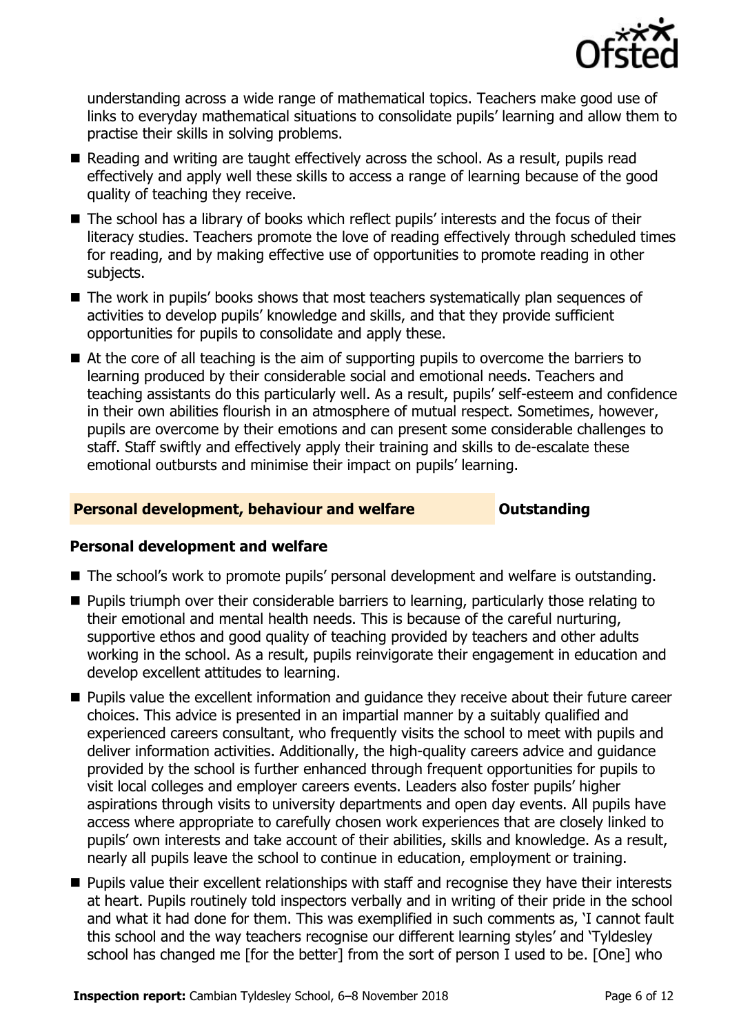understanding across a wide range of mathematical topics. Teachers make good use of links to everyday mathematical situations to consolidate pupils' learning and allow them to practise their skills in solving problems.

- Reading and writing are taught effectively across the school. As a result, pupils read effectively and apply well these skills to access a range of learning because of the good quality of teaching they receive.
- The school has a library of books which reflect pupils' interests and the focus of their literacy studies. Teachers promote the love of reading effectively through scheduled times for reading, and by making effective use of opportunities to promote reading in other subjects.
- The work in pupils' books shows that most teachers systematically plan sequences of activities to develop pupils' knowledge and skills, and that they provide sufficient opportunities for pupils to consolidate and apply these.
- At the core of all teaching is the aim of supporting pupils to overcome the barriers to learning produced by their considerable social and emotional needs. Teachers and teaching assistants do this particularly well. As a result, pupils' self-esteem and confidence in their own abilities flourish in an atmosphere of mutual respect. Sometimes, however, pupils are overcome by their emotions and can present some considerable challenges to staff. Staff swiftly and effectively apply their training and skills to de-escalate these emotional outbursts and minimise their impact on pupils' learning.

## Personal development, behaviour and welfare — Outstanding

### Personal development and welfare

- The school's work to promote pupils' personal development and welfare is outstanding.
- Pupils triumph over their considerable barriers to learning, particularly those relating to their emotional and mental health needs. This is because of the careful nurturing, supportive ethos and good quality of teaching provided by teachers and other adults working in the school. As a result, pupils reinvigorate their engagement in education and develop excellent attitudes to learning.
- Pupils value the excellent information and guidance they receive about their future career choices. This advice is presented in an impartial manner by a suitably qualified and experienced careers consultant, who frequently visits the school to meet with pupils and deliver information activities. Additionally, the high-quality careers advice and guidance provided by the school is further enhanced through frequent opportunities for pupils to visit local colleges and employer careers events. Leaders also foster pupils' higher aspirations through visits to university departments and open day events. All pupils have access where appropriate to carefully chosen work experiences that are closely linked to pupils' own interests and take account of their abilities, skills and knowledge. As a result, nearly all pupils leave the school to continue in education, employment or training.
- Pupils value their excellent relationships with staff and recognise they have their interests at heart. Pupils routinely told inspectors verbally and in writing of their pride in the school and what it had done for them. This was exemplified in such comments as, 'I cannot fault this school and the way teachers recognise our different learning styles' and 'Tyldesley school has changed me [for the better] from the sort of person I used to be. [One] who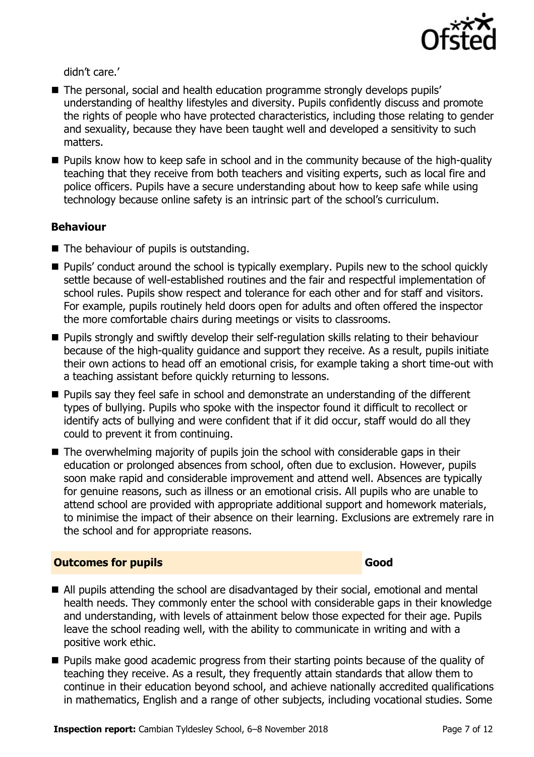didn't care.'

- The personal, social and health education programme strongly develops pupils' understanding of healthy lifestyles and diversity. Pupils confidently discuss and promote the rights of people who have protected characteristics, including those relating to gender and sexuality, because they have been taught well and developed a sensitivity to such matters.
- Pupils know how to keep safe in school and in the community because of the high-quality teaching that they receive from both teachers and visiting experts, such as local fire and police officers. Pupils have a secure understanding about how to keep safe while using technology because online safety is an intrinsic part of the school's curriculum.

### Behaviour

- The behaviour of pupils is outstanding.
- Pupils' conduct around the school is typically exemplary. Pupils new to the school quickly settle because of well-established routines and the fair and respectful implementation of school rules. Pupils show respect and tolerance for each other and for staff and visitors. For example, pupils routinely held doors open for adults and often offered the inspector the more comfortable chairs during meetings or visits to classrooms.
- Pupils strongly and swiftly develop their self-regulation skills relating to their behaviour because of the high-quality guidance and support they receive. As a result, pupils initiate their own actions to head off an emotional crisis, for example taking a short time-out with a teaching assistant before quickly returning to lessons.
- Pupils say they feel safe in school and demonstrate an understanding of the different types of bullying. Pupils who spoke with the inspector found it difficult to recollect or identify acts of bullying and were confident that if it did occur, staff would do all they could to prevent it from continuing.
- The overwhelming majority of pupils join the school with considerable gaps in their education or prolonged absences from school, often due to exclusion. However, pupils soon make rapid and considerable improvement and attend well. Absences are typically for genuine reasons, such as illness or an emotional crisis. All pupils who are unable to attend school are provided with appropriate additional support and homework materials, to minimise the impact of their absence on their learning. Exclusions are extremely rare in the school and for appropriate reasons.

## Outcomes for pupils — Good

- All pupils attending the school are disadvantaged by their social, emotional and mental health needs. They commonly enter the school with considerable gaps in their knowledge and understanding, with levels of attainment below those expected for their age. Pupils leave the school reading well, with the ability to communicate in writing and with a positive work ethic.
- Pupils make good academic progress from their starting points because of the quality of teaching they receive. As a result, they frequently attain standards that allow them to continue in their education beyond school, and achieve nationally accredited qualifications in mathematics, English and a range of other subjects, including vocational studies. Some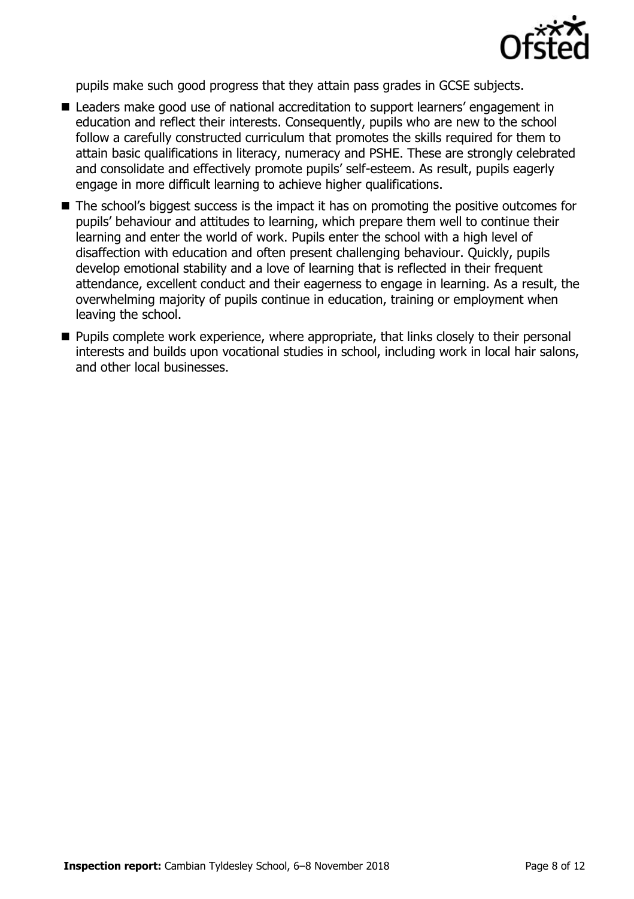pupils make such good progress that they attain pass grades in GCSE subjects.

- Leaders make good use of national accreditation to support learners' engagement in education and reflect their interests. Consequently, pupils who are new to the school follow a carefully constructed curriculum that promotes the skills required for them to attain basic qualifications in literacy, numeracy and PSHE. These are strongly celebrated and consolidate and effectively promote pupils' self-esteem. As result, pupils eagerly engage in more difficult learning to achieve higher qualifications.
- The school's biggest success is the impact it has on promoting the positive outcomes for pupils' behaviour and attitudes to learning, which prepare them well to continue their learning and enter the world of work. Pupils enter the school with a high level of disaffection with education and often present challenging behaviour. Quickly, pupils develop emotional stability and a love of learning that is reflected in their frequent attendance, excellent conduct and their eagerness to engage in learning. As a result, the overwhelming majority of pupils continue in education, training or employment when leaving the school.
- Pupils complete work experience, where appropriate, that links closely to their personal interests and builds upon vocational studies in school, including work in local hair salons, and other local businesses.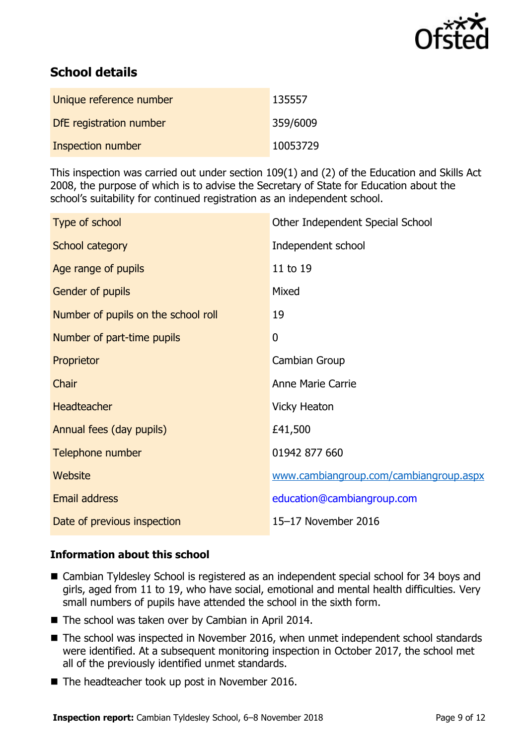## School details

| Unique reference number | 135557 |
| --- | --- |
| DfE registration number | 359/6009 |
| Inspection number | 10053729 |

This inspection was carried out under section 109(1) and (2) of the Education and Skills Act 2008, the purpose of which is to advise the Secretary of State for Education about the school's suitability for continued registration as an independent school.

| Type of school | Other Independent Special School |
| --- | --- |
| School category | Independent school |
| Age range of pupils | 11 to 19 |
| Gender of pupils | Mixed |
| Number of pupils on the school roll | 19 |
| Number of part-time pupils | 0 |
| Proprietor | Cambian Group |
| Chair | Anne Marie Carrie |
| Headteacher | Vicky Heaton |
| Annual fees (day pupils) | £41,500 |
| Telephone number | 01942 877 660 |
| Website | www.cambiangroup.com/cambiangroup.aspx |
| Email address | education@cambiangroup.com |
| Date of previous inspection | 15–17 November 2016 |

### Information about this school

- Cambian Tyldesley School is registered as an independent special school for 34 boys and girls, aged from 11 to 19, who have social, emotional and mental health difficulties. Very small numbers of pupils have attended the school in the sixth form.
- The school was taken over by Cambian in April 2014.
- The school was inspected in November 2016, when unmet independent school standards were identified. At a subsequent monitoring inspection in October 2017, the school met all of the previously identified unmet standards.
- The headteacher took up post in November 2016.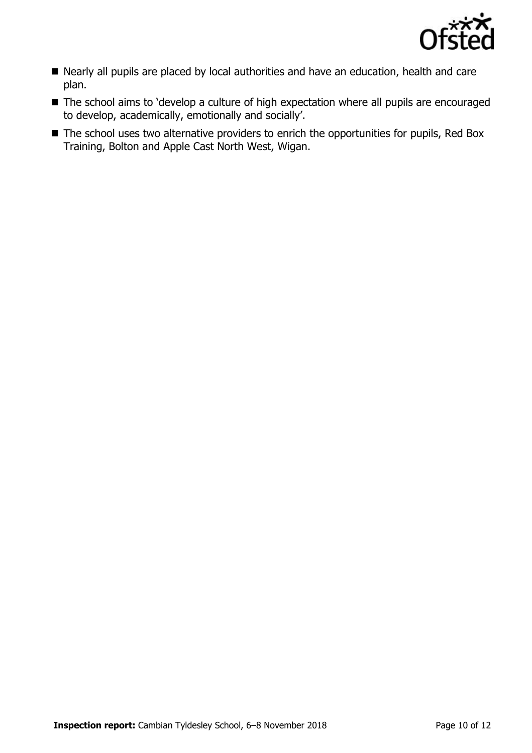- Nearly all pupils are placed by local authorities and have an education, health and care plan.
- The school aims to 'develop a culture of high expectation where all pupils are encouraged to develop, academically, emotionally and socially'.
- The school uses two alternative providers to enrich the opportunities for pupils, Red Box Training, Bolton and Apple Cast North West, Wigan.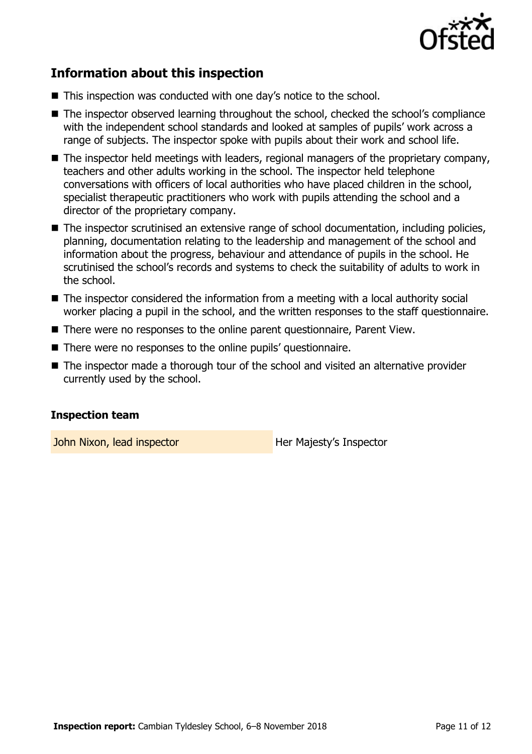## Information about this inspection

- This inspection was conducted with one day's notice to the school.
- The inspector observed learning throughout the school, checked the school's compliance with the independent school standards and looked at samples of pupils' work across a range of subjects. The inspector spoke with pupils about their work and school life.
- The inspector held meetings with leaders, regional managers of the proprietary company, teachers and other adults working in the school. The inspector held telephone conversations with officers of local authorities who have placed children in the school, specialist therapeutic practitioners who work with pupils attending the school and a director of the proprietary company.
- The inspector scrutinised an extensive range of school documentation, including policies, planning, documentation relating to the leadership and management of the school and information about the progress, behaviour and attendance of pupils in the school. He scrutinised the school's records and systems to check the suitability of adults to work in the school.
- The inspector considered the information from a meeting with a local authority social worker placing a pupil in the school, and the written responses to the staff questionnaire.
- There were no responses to the online parent questionnaire, Parent View.
- There were no responses to the online pupils' questionnaire.
- The inspector made a thorough tour of the school and visited an alternative provider currently used by the school.

### Inspection team

| | |
|---|---|
| John Nixon, lead inspector | Her Majesty's Inspector |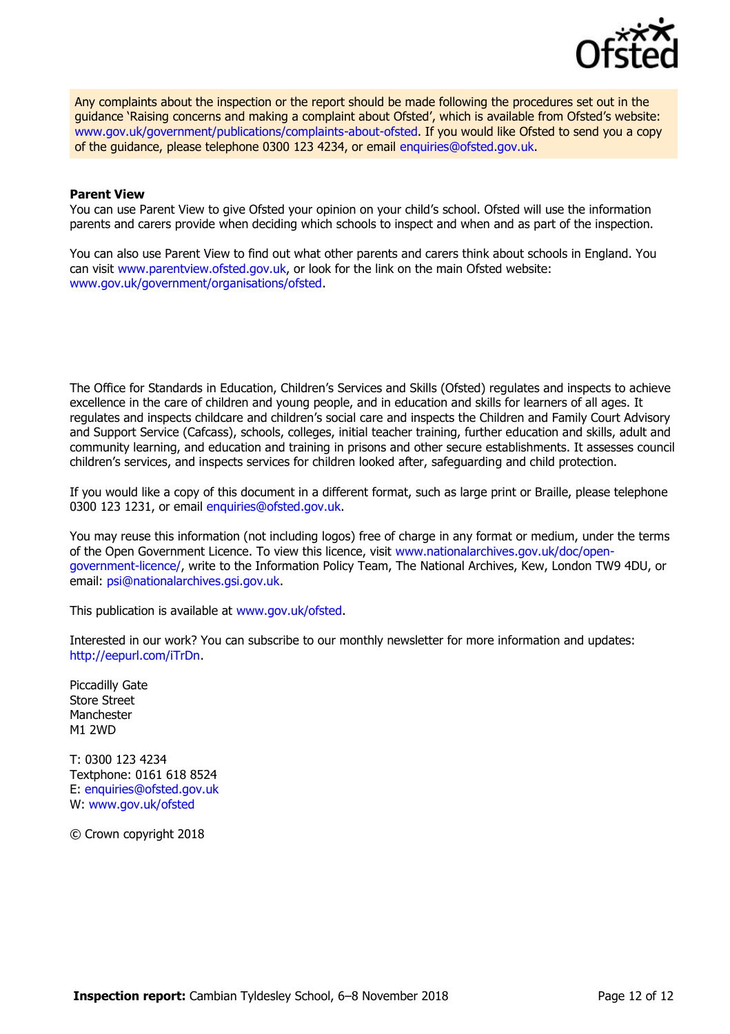Any complaints about the inspection or the report should be made following the procedures set out in the guidance 'Raising concerns and making a complaint about Ofsted', which is available from Ofsted's website: www.gov.uk/government/publications/complaints-about-ofsted. If you would like Ofsted to send you a copy of the guidance, please telephone 0300 123 4234, or email enquiries@ofsted.gov.uk.

**Parent View**

You can use Parent View to give Ofsted your opinion on your child's school. Ofsted will use the information parents and carers provide when deciding which schools to inspect and when and as part of the inspection.

You can also use Parent View to find out what other parents and carers think about schools in England. You can visit www.parentview.ofsted.gov.uk, or look for the link on the main Ofsted website: www.gov.uk/government/organisations/ofsted.

The Office for Standards in Education, Children's Services and Skills (Ofsted) regulates and inspects to achieve excellence in the care of children and young people, and in education and skills for learners of all ages. It regulates and inspects childcare and children's social care and inspects the Children and Family Court Advisory and Support Service (Cafcass), schools, colleges, initial teacher training, further education and skills, adult and community learning, and education and training in prisons and other secure establishments. It assesses council children's services, and inspects services for children looked after, safeguarding and child protection.

If you would like a copy of this document in a different format, such as large print or Braille, please telephone 0300 123 1231, or email enquiries@ofsted.gov.uk.

You may reuse this information (not including logos) free of charge in any format or medium, under the terms of the Open Government Licence. To view this licence, visit www.nationalarchives.gov.uk/doc/open-government-licence/, write to the Information Policy Team, The National Archives, Kew, London TW9 4DU, or email: psi@nationalarchives.gsi.gov.uk.

This publication is available at www.gov.uk/ofsted.

Interested in our work? You can subscribe to our monthly newsletter for more information and updates: http://eepurl.com/iTrDn.

Piccadilly Gate
Store Street
Manchester
M1 2WD

T: 0300 123 4234
Textphone: 0161 618 8524
E: enquiries@ofsted.gov.uk
W: www.gov.uk/ofsted

© Crown copyright 2018